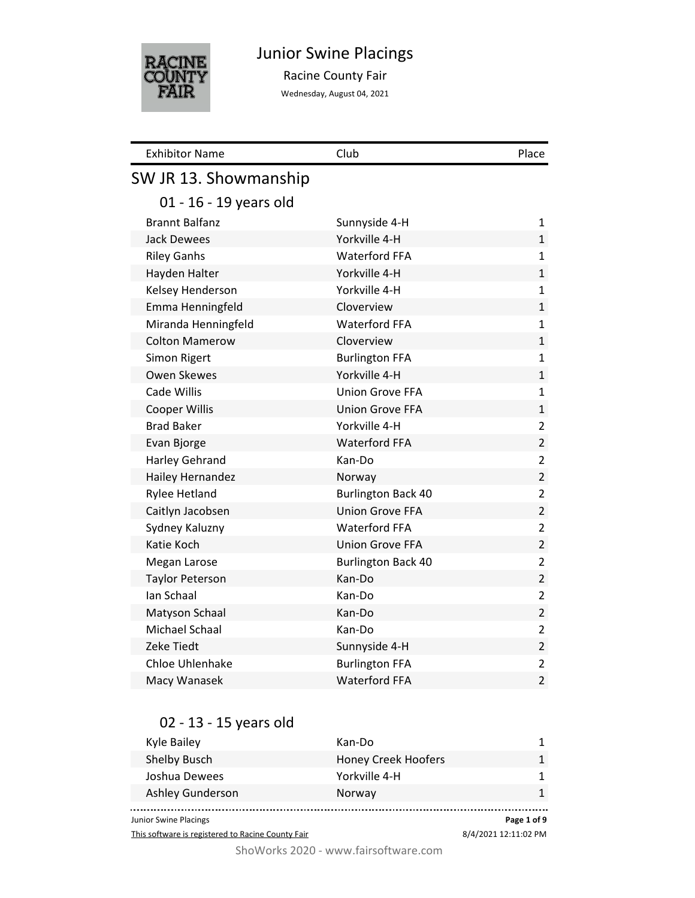# Junior Swine Placings

Racine County Fair

Wednesday, August 04, 2021

| Exhibitor Name | Club | Place |
|---|---|---|

## SW JR 13. Showmanship

### 01 - 16 - 19 years old

| Exhibitor Name | Club | Place |
|---|---|---|
| Brannt Balfanz | Sunnyside 4-H | 1 |
| Jack Dewees | Yorkville 4-H | 1 |
| Riley Ganhs | Waterford FFA | 1 |
| Hayden Halter | Yorkville 4-H | 1 |
| Kelsey Henderson | Yorkville 4-H | 1 |
| Emma Henningfeld | Cloverview | 1 |
| Miranda Henningfeld | Waterford FFA | 1 |
| Colton Mamerow | Cloverview | 1 |
| Simon Rigert | Burlington FFA | 1 |
| Owen Skewes | Yorkville 4-H | 1 |
| Cade Willis | Union Grove FFA | 1 |
| Cooper Willis | Union Grove FFA | 1 |
| Brad Baker | Yorkville 4-H | 2 |
| Evan Bjorge | Waterford FFA | 2 |
| Harley Gehrand | Kan-Do | 2 |
| Hailey Hernandez | Norway | 2 |
| Rylee Hetland | Burlington Back 40 | 2 |
| Caitlyn Jacobsen | Union Grove FFA | 2 |
| Sydney Kaluzny | Waterford FFA | 2 |
| Katie Koch | Union Grove FFA | 2 |
| Megan Larose | Burlington Back 40 | 2 |
| Taylor Peterson | Kan-Do | 2 |
| Ian Schaal | Kan-Do | 2 |
| Matyson Schaal | Kan-Do | 2 |
| Michael Schaal | Kan-Do | 2 |
| Zeke Tiedt | Sunnyside 4-H | 2 |
| Chloe Uhlenhake | Burlington FFA | 2 |
| Macy Wanasek | Waterford FFA | 2 |

### 02 - 13 - 15 years old

| Exhibitor Name | Club | Place |
|---|---|---|
| Kyle Bailey | Kan-Do | 1 |
| Shelby Busch | Honey Creek Hoofers | 1 |
| Joshua Dewees | Yorkville 4-H | 1 |
| Ashley Gunderson | Norway | 1 |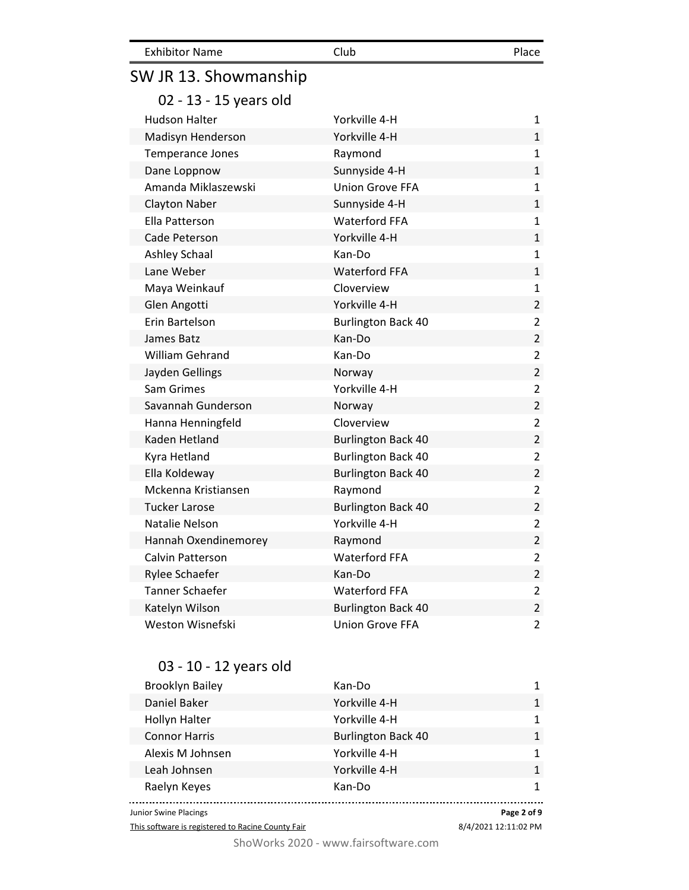| Exhibitor Name | Club | Place |
|---|---|---|

## SW JR 13. Showmanship

### 02 - 13 - 15 years old

| Exhibitor Name | Club | Place |
|---|---|---|
| Hudson Halter | Yorkville 4-H | 1 |
| Madisyn Henderson | Yorkville 4-H | 1 |
| Temperance Jones | Raymond | 1 |
| Dane Loppnow | Sunnyside 4-H | 1 |
| Amanda Miklaszewski | Union Grove FFA | 1 |
| Clayton Naber | Sunnyside 4-H | 1 |
| Ella Patterson | Waterford FFA | 1 |
| Cade Peterson | Yorkville 4-H | 1 |
| Ashley Schaal | Kan-Do | 1 |
| Lane Weber | Waterford FFA | 1 |
| Maya Weinkauf | Cloverview | 1 |
| Glen Angotti | Yorkville 4-H | 2 |
| Erin Bartelson | Burlington Back 40 | 2 |
| James Batz | Kan-Do | 2 |
| William Gehrand | Kan-Do | 2 |
| Jayden Gellings | Norway | 2 |
| Sam Grimes | Yorkville 4-H | 2 |
| Savannah Gunderson | Norway | 2 |
| Hanna Henningfeld | Cloverview | 2 |
| Kaden Hetland | Burlington Back 40 | 2 |
| Kyra Hetland | Burlington Back 40 | 2 |
| Ella Koldeway | Burlington Back 40 | 2 |
| Mckenna Kristiansen | Raymond | 2 |
| Tucker Larose | Burlington Back 40 | 2 |
| Natalie Nelson | Yorkville 4-H | 2 |
| Hannah Oxendinemorey | Raymond | 2 |
| Calvin Patterson | Waterford FFA | 2 |
| Rylee Schaefer | Kan-Do | 2 |
| Tanner Schaefer | Waterford FFA | 2 |
| Katelyn Wilson | Burlington Back 40 | 2 |
| Weston Wisnefski | Union Grove FFA | 2 |

### 03 - 10 - 12 years old

| Exhibitor Name | Club | Place |
|---|---|---|
| Brooklyn Bailey | Kan-Do | 1 |
| Daniel Baker | Yorkville 4-H | 1 |
| Hollyn Halter | Yorkville 4-H | 1 |
| Connor Harris | Burlington Back 40 | 1 |
| Alexis M Johnsen | Yorkville 4-H | 1 |
| Leah Johnsen | Yorkville 4-H | 1 |
| Raelyn Keyes | Kan-Do | 1 |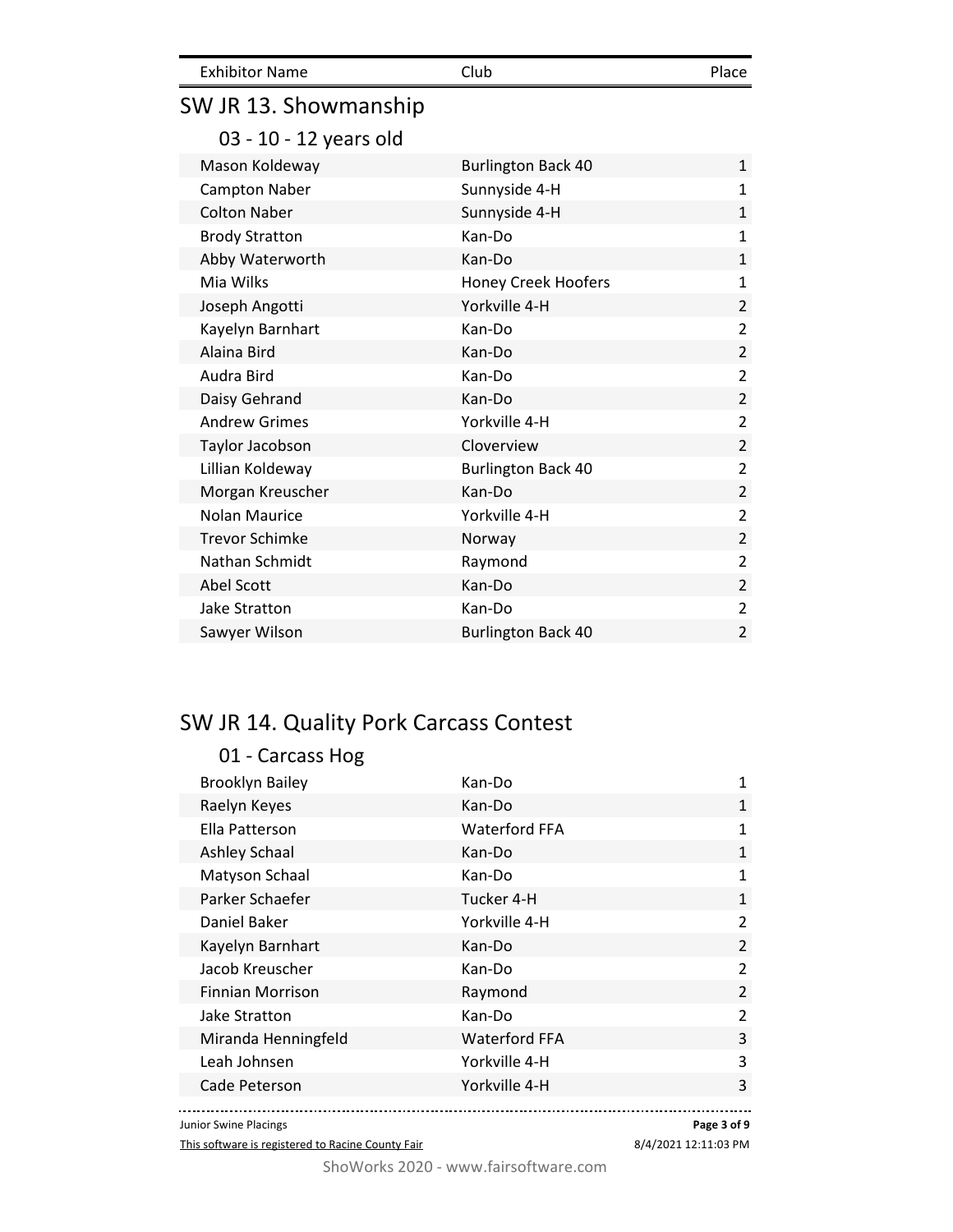| Exhibitor Name | Club | Place |
| --- | --- | --- |

## SW JR 13. Showmanship

### 03 - 10 - 12 years old

| Exhibitor Name | Club | Place |
| --- | --- | --- |
| Mason Koldeway | Burlington Back 40 | 1 |
| Campton Naber | Sunnyside 4-H | 1 |
| Colton Naber | Sunnyside 4-H | 1 |
| Brody Stratton | Kan-Do | 1 |
| Abby Waterworth | Kan-Do | 1 |
| Mia Wilks | Honey Creek Hoofers | 1 |
| Joseph Angotti | Yorkville 4-H | 2 |
| Kayelyn Barnhart | Kan-Do | 2 |
| Alaina Bird | Kan-Do | 2 |
| Audra Bird | Kan-Do | 2 |
| Daisy Gehrand | Kan-Do | 2 |
| Andrew Grimes | Yorkville 4-H | 2 |
| Taylor Jacobson | Cloverview | 2 |
| Lillian Koldeway | Burlington Back 40 | 2 |
| Morgan Kreuscher | Kan-Do | 2 |
| Nolan Maurice | Yorkville 4-H | 2 |
| Trevor Schimke | Norway | 2 |
| Nathan Schmidt | Raymond | 2 |
| Abel Scott | Kan-Do | 2 |
| Jake Stratton | Kan-Do | 2 |
| Sawyer Wilson | Burlington Back 40 | 2 |

## SW JR 14. Quality Pork Carcass Contest

### 01 - Carcass Hog

| Exhibitor Name | Club | Place |
| --- | --- | --- |
| Brooklyn Bailey | Kan-Do | 1 |
| Raelyn Keyes | Kan-Do | 1 |
| Ella Patterson | Waterford FFA | 1 |
| Ashley Schaal | Kan-Do | 1 |
| Matyson Schaal | Kan-Do | 1 |
| Parker Schaefer | Tucker 4-H | 1 |
| Daniel Baker | Yorkville 4-H | 2 |
| Kayelyn Barnhart | Kan-Do | 2 |
| Jacob Kreuscher | Kan-Do | 2 |
| Finnian Morrison | Raymond | 2 |
| Jake Stratton | Kan-Do | 2 |
| Miranda Henningfeld | Waterford FFA | 3 |
| Leah Johnsen | Yorkville 4-H | 3 |
| Cade Peterson | Yorkville 4-H | 3 |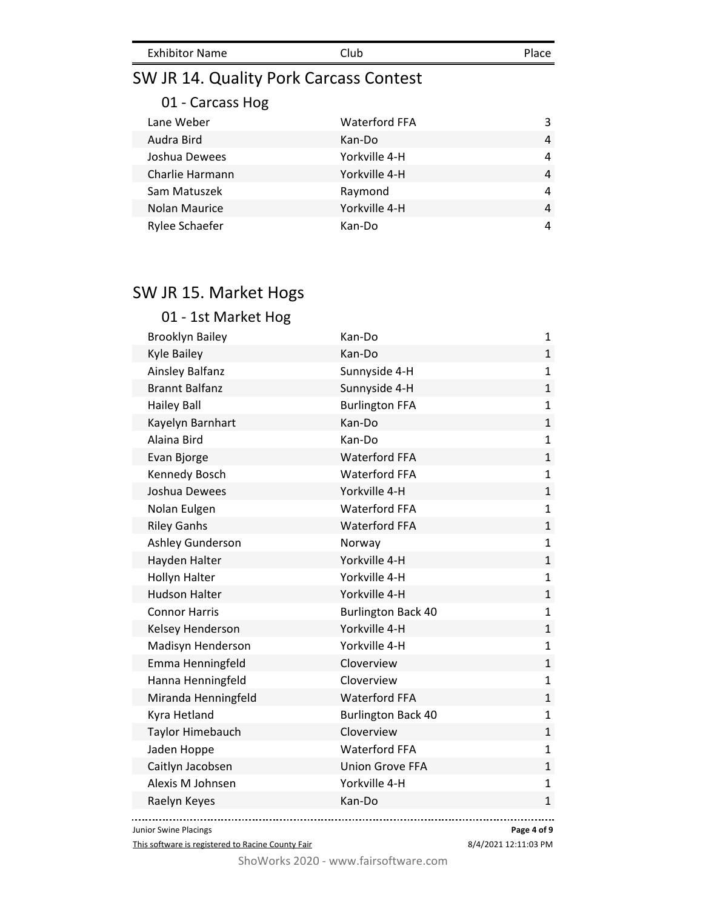| Exhibitor Name | Club | Place |
|---|---|---|

## SW JR 14. Quality Pork Carcass Contest

### 01 - Carcass Hog

| Exhibitor Name | Club | Place |
|---|---|---|
| Lane Weber | Waterford FFA | 3 |
| Audra Bird | Kan-Do | 4 |
| Joshua Dewees | Yorkville 4-H | 4 |
| Charlie Harmann | Yorkville 4-H | 4 |
| Sam Matuszek | Raymond | 4 |
| Nolan Maurice | Yorkville 4-H | 4 |
| Rylee Schaefer | Kan-Do | 4 |

## SW JR 15. Market Hogs

### 01 - 1st Market Hog

| Exhibitor Name | Club | Place |
|---|---|---|
| Brooklyn Bailey | Kan-Do | 1 |
| Kyle Bailey | Kan-Do | 1 |
| Ainsley Balfanz | Sunnyside 4-H | 1 |
| Brannt Balfanz | Sunnyside 4-H | 1 |
| Hailey Ball | Burlington FFA | 1 |
| Kayelyn Barnhart | Kan-Do | 1 |
| Alaina Bird | Kan-Do | 1 |
| Evan Bjorge | Waterford FFA | 1 |
| Kennedy Bosch | Waterford FFA | 1 |
| Joshua Dewees | Yorkville 4-H | 1 |
| Nolan Eulgen | Waterford FFA | 1 |
| Riley Ganhs | Waterford FFA | 1 |
| Ashley Gunderson | Norway | 1 |
| Hayden Halter | Yorkville 4-H | 1 |
| Hollyn Halter | Yorkville 4-H | 1 |
| Hudson Halter | Yorkville 4-H | 1 |
| Connor Harris | Burlington Back 40 | 1 |
| Kelsey Henderson | Yorkville 4-H | 1 |
| Madisyn Henderson | Yorkville 4-H | 1 |
| Emma Henningfeld | Cloverview | 1 |
| Hanna Henningfeld | Cloverview | 1 |
| Miranda Henningfeld | Waterford FFA | 1 |
| Kyra Hetland | Burlington Back 40 | 1 |
| Taylor Himebauch | Cloverview | 1 |
| Jaden Hoppe | Waterford FFA | 1 |
| Caitlyn Jacobsen | Union Grove FFA | 1 |
| Alexis M Johnsen | Yorkville 4-H | 1 |
| Raelyn Keyes | Kan-Do | 1 |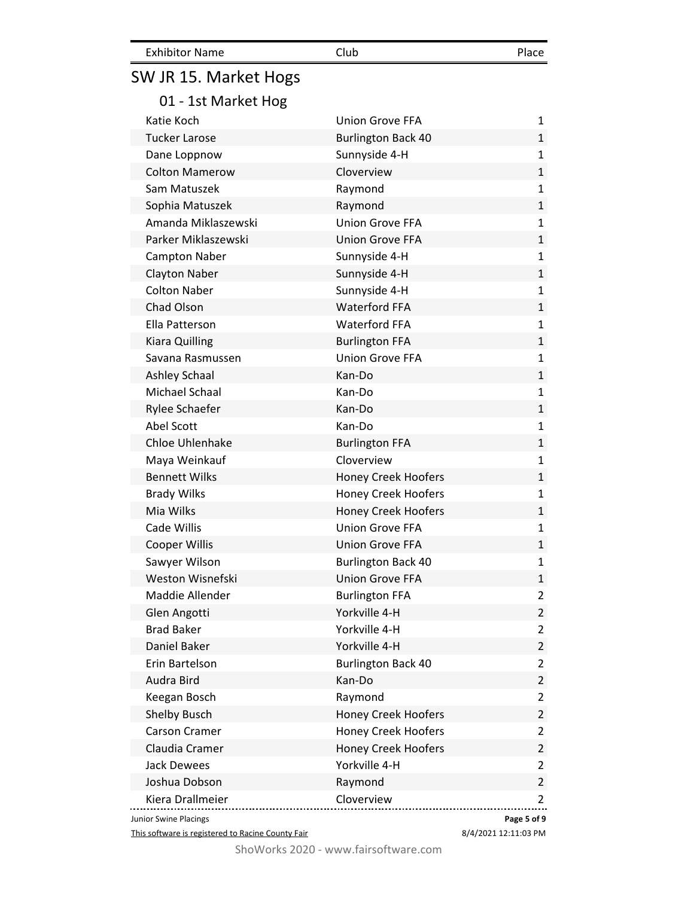| Exhibitor Name | Club | Place |
| --- | --- | --- |

# SW JR 15. Market Hogs

## 01 - 1st Market Hog

| Exhibitor Name | Club | Place |
| --- | --- | --- |
| Katie Koch | Union Grove FFA | 1 |
| Tucker Larose | Burlington Back 40 | 1 |
| Dane Loppnow | Sunnyside 4-H | 1 |
| Colton Mamerow | Cloverview | 1 |
| Sam Matuszek | Raymond | 1 |
| Sophia Matuszek | Raymond | 1 |
| Amanda Miklaszewski | Union Grove FFA | 1 |
| Parker Miklaszewski | Union Grove FFA | 1 |
| Campton Naber | Sunnyside 4-H | 1 |
| Clayton Naber | Sunnyside 4-H | 1 |
| Colton Naber | Sunnyside 4-H | 1 |
| Chad Olson | Waterford FFA | 1 |
| Ella Patterson | Waterford FFA | 1 |
| Kiara Quilling | Burlington FFA | 1 |
| Savana Rasmussen | Union Grove FFA | 1 |
| Ashley Schaal | Kan-Do | 1 |
| Michael Schaal | Kan-Do | 1 |
| Rylee Schaefer | Kan-Do | 1 |
| Abel Scott | Kan-Do | 1 |
| Chloe Uhlenhake | Burlington FFA | 1 |
| Maya Weinkauf | Cloverview | 1 |
| Bennett Wilks | Honey Creek Hoofers | 1 |
| Brady Wilks | Honey Creek Hoofers | 1 |
| Mia Wilks | Honey Creek Hoofers | 1 |
| Cade Willis | Union Grove FFA | 1 |
| Cooper Willis | Union Grove FFA | 1 |
| Sawyer Wilson | Burlington Back 40 | 1 |
| Weston Wisnefski | Union Grove FFA | 1 |
| Maddie Allender | Burlington FFA | 2 |
| Glen Angotti | Yorkville 4-H | 2 |
| Brad Baker | Yorkville 4-H | 2 |
| Daniel Baker | Yorkville 4-H | 2 |
| Erin Bartelson | Burlington Back 40 | 2 |
| Audra Bird | Kan-Do | 2 |
| Keegan Bosch | Raymond | 2 |
| Shelby Busch | Honey Creek Hoofers | 2 |
| Carson Cramer | Honey Creek Hoofers | 2 |
| Claudia Cramer | Honey Creek Hoofers | 2 |
| Jack Dewees | Yorkville 4-H | 2 |
| Joshua Dobson | Raymond | 2 |
| Kiera Drallmeier | Cloverview | 2 |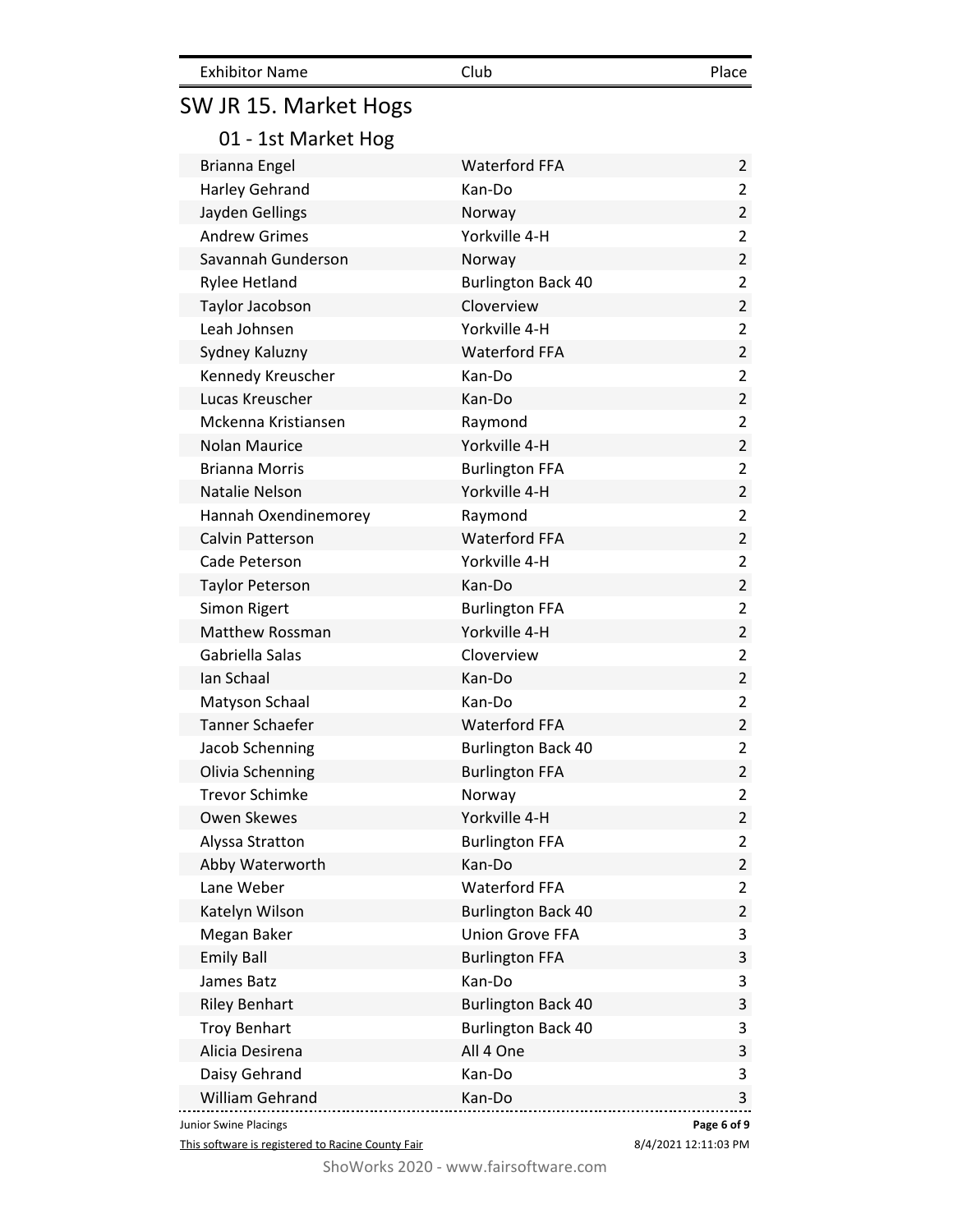| Exhibitor Name | Club | Place |
| --- | --- | --- |

## SW JR 15. Market Hogs

### 01 - 1st Market Hog

| Exhibitor Name | Club | Place |
| --- | --- | --- |
| Brianna Engel | Waterford FFA | 2 |
| Harley Gehrand | Kan-Do | 2 |
| Jayden Gellings | Norway | 2 |
| Andrew Grimes | Yorkville 4-H | 2 |
| Savannah Gunderson | Norway | 2 |
| Rylee Hetland | Burlington Back 40 | 2 |
| Taylor Jacobson | Cloverview | 2 |
| Leah Johnsen | Yorkville 4-H | 2 |
| Sydney Kaluzny | Waterford FFA | 2 |
| Kennedy Kreuscher | Kan-Do | 2 |
| Lucas Kreuscher | Kan-Do | 2 |
| Mckenna Kristiansen | Raymond | 2 |
| Nolan Maurice | Yorkville 4-H | 2 |
| Brianna Morris | Burlington FFA | 2 |
| Natalie Nelson | Yorkville 4-H | 2 |
| Hannah Oxendinemorey | Raymond | 2 |
| Calvin Patterson | Waterford FFA | 2 |
| Cade Peterson | Yorkville 4-H | 2 |
| Taylor Peterson | Kan-Do | 2 |
| Simon Rigert | Burlington FFA | 2 |
| Matthew Rossman | Yorkville 4-H | 2 |
| Gabriella Salas | Cloverview | 2 |
| Ian Schaal | Kan-Do | 2 |
| Matyson Schaal | Kan-Do | 2 |
| Tanner Schaefer | Waterford FFA | 2 |
| Jacob Schenning | Burlington Back 40 | 2 |
| Olivia Schenning | Burlington FFA | 2 |
| Trevor Schimke | Norway | 2 |
| Owen Skewes | Yorkville 4-H | 2 |
| Alyssa Stratton | Burlington FFA | 2 |
| Abby Waterworth | Kan-Do | 2 |
| Lane Weber | Waterford FFA | 2 |
| Katelyn Wilson | Burlington Back 40 | 2 |
| Megan Baker | Union Grove FFA | 3 |
| Emily Ball | Burlington FFA | 3 |
| James Batz | Kan-Do | 3 |
| Riley Benhart | Burlington Back 40 | 3 |
| Troy Benhart | Burlington Back 40 | 3 |
| Alicia Desirena | All 4 One | 3 |
| Daisy Gehrand | Kan-Do | 3 |
| William Gehrand | Kan-Do | 3 |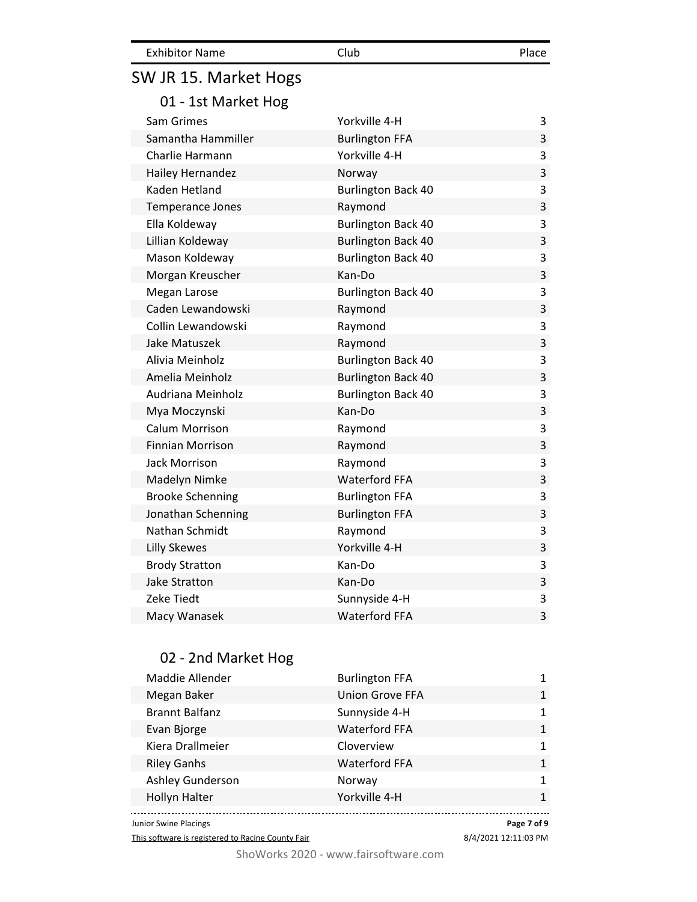| Exhibitor Name | Club | Place |
|---|---|---|

## SW JR 15. Market Hogs

### 01 - 1st Market Hog

| Exhibitor Name | Club | Place |
|---|---|---|
| Sam Grimes | Yorkville 4-H | 3 |
| Samantha Hammiller | Burlington FFA | 3 |
| Charlie Harmann | Yorkville 4-H | 3 |
| Hailey Hernandez | Norway | 3 |
| Kaden Hetland | Burlington Back 40 | 3 |
| Temperance Jones | Raymond | 3 |
| Ella Koldeway | Burlington Back 40 | 3 |
| Lillian Koldeway | Burlington Back 40 | 3 |
| Mason Koldeway | Burlington Back 40 | 3 |
| Morgan Kreuscher | Kan-Do | 3 |
| Megan Larose | Burlington Back 40 | 3 |
| Caden Lewandowski | Raymond | 3 |
| Collin Lewandowski | Raymond | 3 |
| Jake Matuszek | Raymond | 3 |
| Alivia Meinholz | Burlington Back 40 | 3 |
| Amelia Meinholz | Burlington Back 40 | 3 |
| Audriana Meinholz | Burlington Back 40 | 3 |
| Mya Moczynski | Kan-Do | 3 |
| Calum Morrison | Raymond | 3 |
| Finnian Morrison | Raymond | 3 |
| Jack Morrison | Raymond | 3 |
| Madelyn Nimke | Waterford FFA | 3 |
| Brooke Schenning | Burlington FFA | 3 |
| Jonathan Schenning | Burlington FFA | 3 |
| Nathan Schmidt | Raymond | 3 |
| Lilly Skewes | Yorkville 4-H | 3 |
| Brody Stratton | Kan-Do | 3 |
| Jake Stratton | Kan-Do | 3 |
| Zeke Tiedt | Sunnyside 4-H | 3 |
| Macy Wanasek | Waterford FFA | 3 |

### 02 - 2nd Market Hog

| Exhibitor Name | Club | Place |
|---|---|---|
| Maddie Allender | Burlington FFA | 1 |
| Megan Baker | Union Grove FFA | 1 |
| Brannt Balfanz | Sunnyside 4-H | 1 |
| Evan Bjorge | Waterford FFA | 1 |
| Kiera Drallmeier | Cloverview | 1 |
| Riley Ganhs | Waterford FFA | 1 |
| Ashley Gunderson | Norway | 1 |
| Hollyn Halter | Yorkville 4-H | 1 |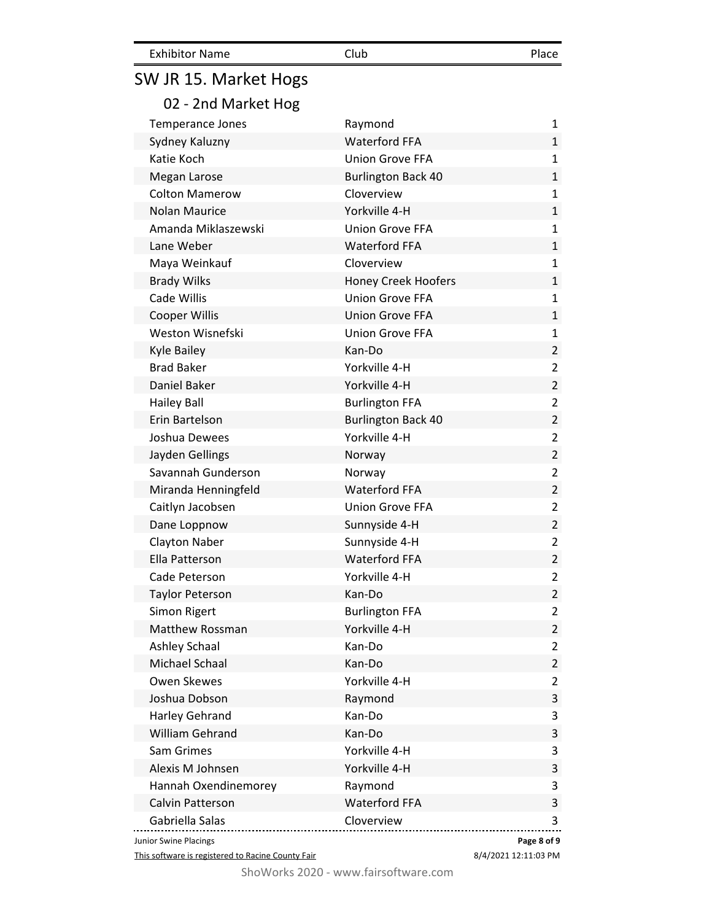| Exhibitor Name | Club | Place |
| --- | --- | --- |

## SW JR 15. Market Hogs

### 02 - 2nd Market Hog

| Exhibitor Name | Club | Place |
| --- | --- | --- |
| Temperance Jones | Raymond | 1 |
| Sydney Kaluzny | Waterford FFA | 1 |
| Katie Koch | Union Grove FFA | 1 |
| Megan Larose | Burlington Back 40 | 1 |
| Colton Mamerow | Cloverview | 1 |
| Nolan Maurice | Yorkville 4-H | 1 |
| Amanda Miklaszewski | Union Grove FFA | 1 |
| Lane Weber | Waterford FFA | 1 |
| Maya Weinkauf | Cloverview | 1 |
| Brady Wilks | Honey Creek Hoofers | 1 |
| Cade Willis | Union Grove FFA | 1 |
| Cooper Willis | Union Grove FFA | 1 |
| Weston Wisnefski | Union Grove FFA | 1 |
| Kyle Bailey | Kan-Do | 2 |
| Brad Baker | Yorkville 4-H | 2 |
| Daniel Baker | Yorkville 4-H | 2 |
| Hailey Ball | Burlington FFA | 2 |
| Erin Bartelson | Burlington Back 40 | 2 |
| Joshua Dewees | Yorkville 4-H | 2 |
| Jayden Gellings | Norway | 2 |
| Savannah Gunderson | Norway | 2 |
| Miranda Henningfeld | Waterford FFA | 2 |
| Caitlyn Jacobsen | Union Grove FFA | 2 |
| Dane Loppnow | Sunnyside 4-H | 2 |
| Clayton Naber | Sunnyside 4-H | 2 |
| Ella Patterson | Waterford FFA | 2 |
| Cade Peterson | Yorkville 4-H | 2 |
| Taylor Peterson | Kan-Do | 2 |
| Simon Rigert | Burlington FFA | 2 |
| Matthew Rossman | Yorkville 4-H | 2 |
| Ashley Schaal | Kan-Do | 2 |
| Michael Schaal | Kan-Do | 2 |
| Owen Skewes | Yorkville 4-H | 2 |
| Joshua Dobson | Raymond | 3 |
| Harley Gehrand | Kan-Do | 3 |
| William Gehrand | Kan-Do | 3 |
| Sam Grimes | Yorkville 4-H | 3 |
| Alexis M Johnsen | Yorkville 4-H | 3 |
| Hannah Oxendinemorey | Raymond | 3 |
| Calvin Patterson | Waterford FFA | 3 |
| Gabriella Salas | Cloverview | 3 |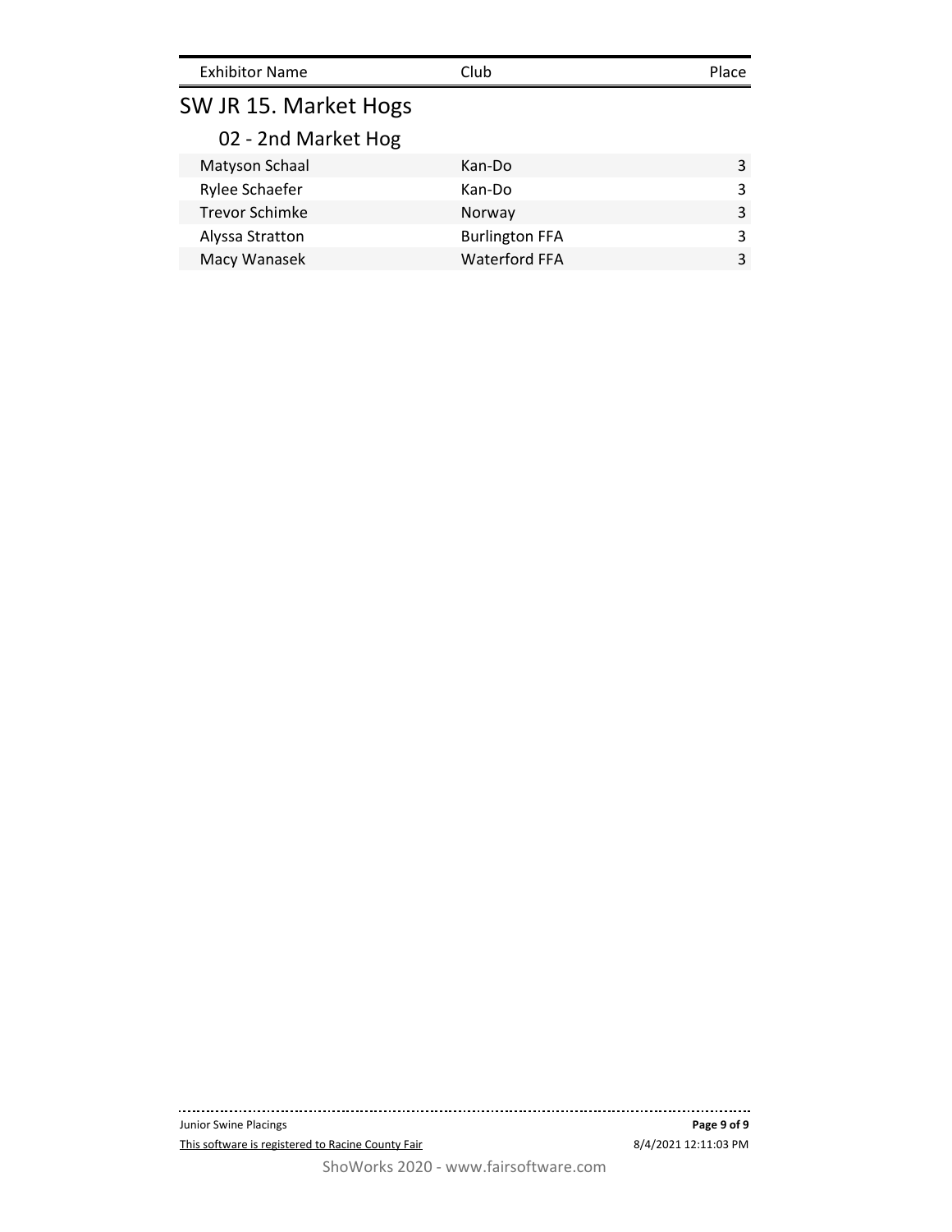| Exhibitor Name | Club | Place |
| --- | --- | --- |

## SW JR 15. Market Hogs

### 02 - 2nd Market Hog

| Exhibitor Name | Club | Place |
| --- | --- | --- |
| Matyson Schaal | Kan-Do | 3 |
| Rylee Schaefer | Kan-Do | 3 |
| Trevor Schimke | Norway | 3 |
| Alyssa Stratton | Burlington FFA | 3 |
| Macy Wanasek | Waterford FFA | 3 |